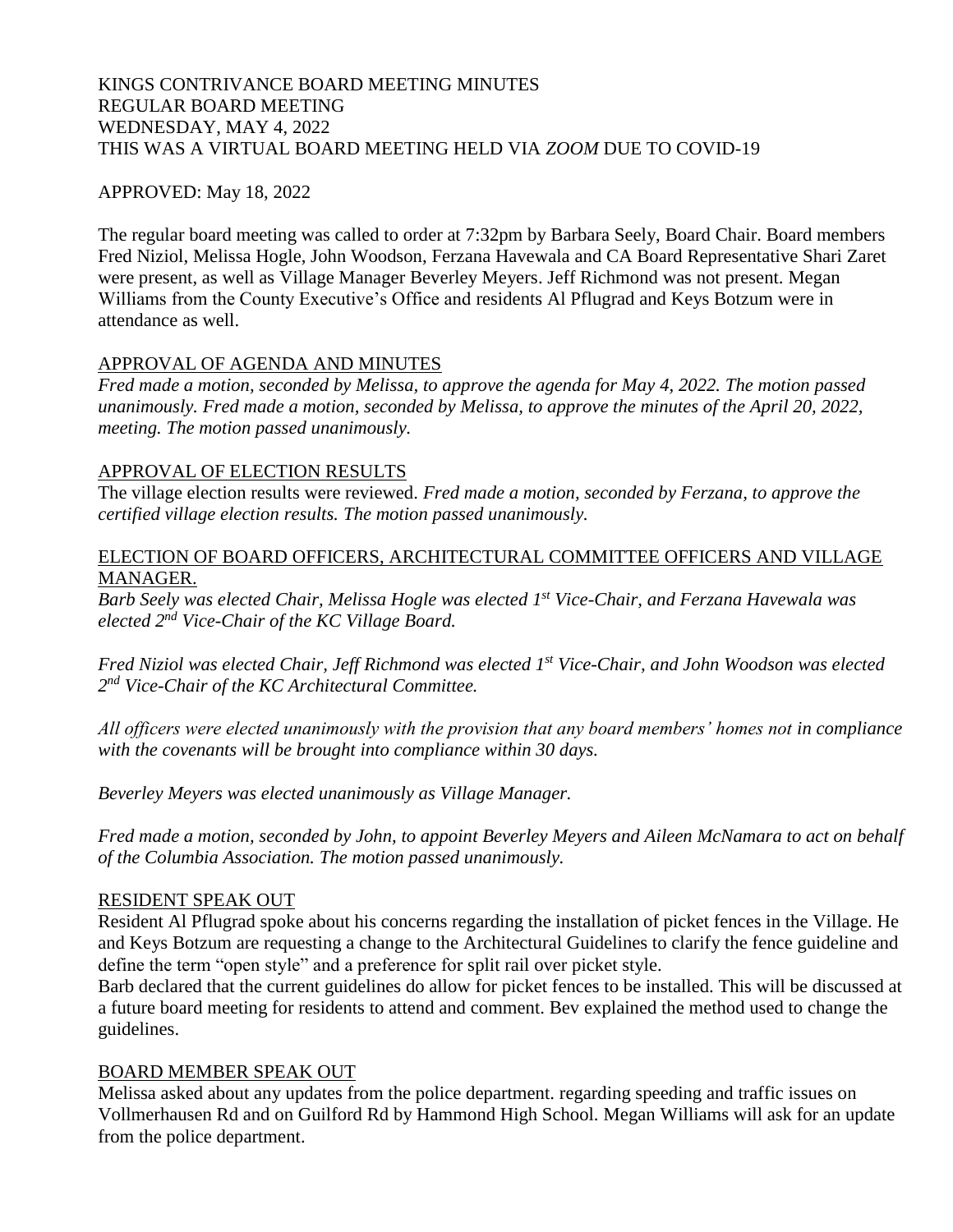KINGS CONTRIVANCE BOARD MEETING MINUTES
REGULAR BOARD MEETING
WEDNESDAY, MAY 4, 2022
THIS WAS A VIRTUAL BOARD MEETING HELD VIA *ZOOM* DUE TO COVID-19

APPROVED: May 18, 2022

The regular board meeting was called to order at 7:32pm by Barbara Seely, Board Chair. Board members Fred Niziol, Melissa Hogle, John Woodson, Ferzana Havewala and CA Board Representative Shari Zaret were present, as well as Village Manager Beverley Meyers. Jeff Richmond was not present. Megan Williams from the County Executive's Office and residents Al Pflugrad and Keys Botzum were in attendance as well.

## APPROVAL OF AGENDA AND MINUTES

*Fred made a motion, seconded by Melissa, to approve the agenda for May 4, 2022. The motion passed unanimously. Fred made a motion, seconded by Melissa, to approve the minutes of the April 20, 2022, meeting. The motion passed unanimously.*

## APPROVAL OF ELECTION RESULTS

The village election results were reviewed. *Fred made a motion, seconded by Ferzana, to approve the certified village election results. The motion passed unanimously.*

## ELECTION OF BOARD OFFICERS, ARCHITECTURAL COMMITTEE OFFICERS AND VILLAGE MANAGER.

*Barb Seely was elected Chair, Melissa Hogle was elected 1st Vice-Chair, and Ferzana Havewala was elected 2nd Vice-Chair of the KC Village Board.*

*Fred Niziol was elected Chair, Jeff Richmond was elected 1st Vice-Chair, and John Woodson was elected 2nd Vice-Chair of the KC Architectural Committee.*

*All officers were elected unanimously with the provision that any board members' homes not in compliance with the covenants will be brought into compliance within 30 days.*

*Beverley Meyers was elected unanimously as Village Manager.*

*Fred made a motion, seconded by John, to appoint Beverley Meyers and Aileen McNamara to act on behalf of the Columbia Association. The motion passed unanimously.*

## RESIDENT SPEAK OUT

Resident Al Pflugrad spoke about his concerns regarding the installation of picket fences in the Village. He and Keys Botzum are requesting a change to the Architectural Guidelines to clarify the fence guideline and define the term "open style" and a preference for split rail over picket style.

Barb declared that the current guidelines do allow for picket fences to be installed. This will be discussed at a future board meeting for residents to attend and comment. Bev explained the method used to change the guidelines.

## BOARD MEMBER SPEAK OUT

Melissa asked about any updates from the police department. regarding speeding and traffic issues on Vollmerhausen Rd and on Guilford Rd by Hammond High School. Megan Williams will ask for an update from the police department.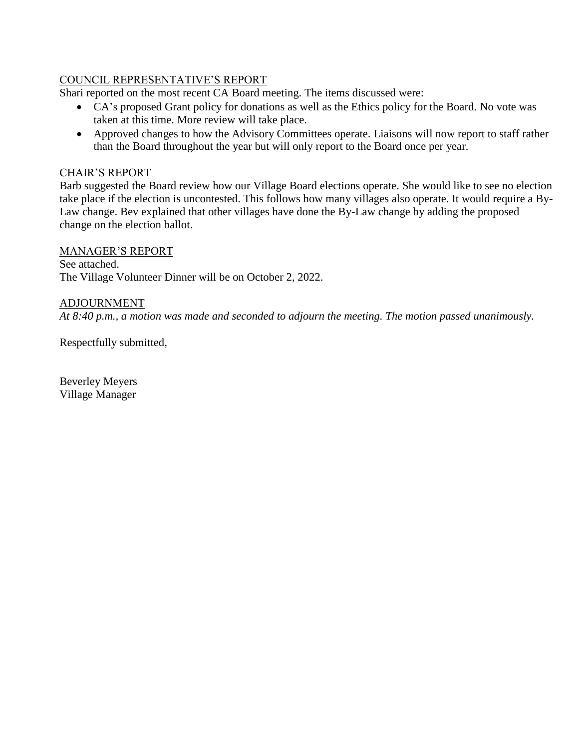## COUNCIL REPRESENTATIVE'S REPORT

Shari reported on the most recent CA Board meeting. The items discussed were:

- CA's proposed Grant policy for donations as well as the Ethics policy for the Board. No vote was taken at this time. More review will take place.
- Approved changes to how the Advisory Committees operate. Liaisons will now report to staff rather than the Board throughout the year but will only report to the Board once per year.

## CHAIR'S REPORT

Barb suggested the Board review how our Village Board elections operate. She would like to see no election take place if the election is uncontested. This follows how many villages also operate. It would require a By-Law change. Bev explained that other villages have done the By-Law change by adding the proposed change on the election ballot.

## MANAGER'S REPORT

See attached.
The Village Volunteer Dinner will be on October 2, 2022.

## ADJOURNMENT

*At 8:40 p.m., a motion was made and seconded to adjourn the meeting. The motion passed unanimously.*

Respectfully submitted,

Beverley Meyers
Village Manager